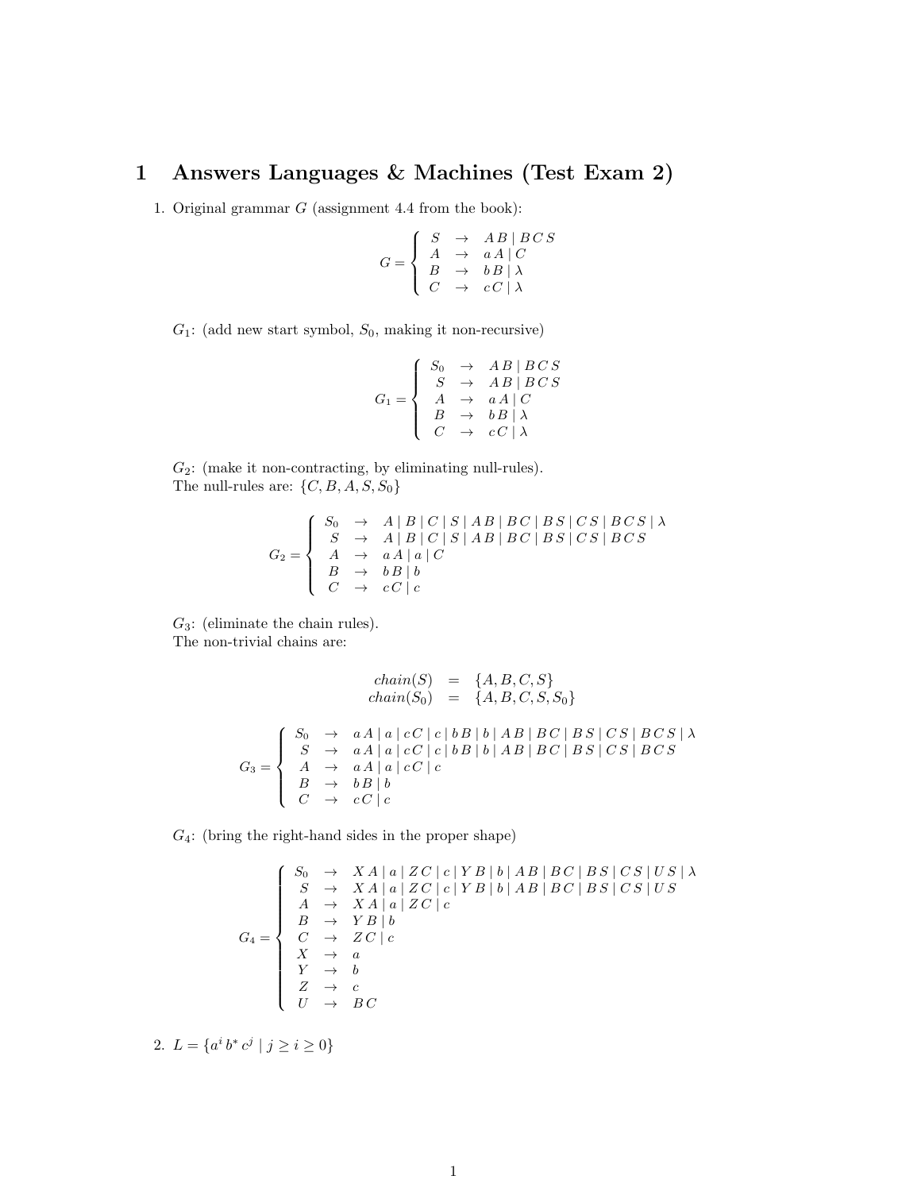# 1 Answers Languages & Machines (Test Exam 2)

1. Original grammar $G$ (assignment 4.4 from the book):

$$G = \begin{cases} S & \rightarrow & A\,B \mid B\,C\,S \\ A & \rightarrow & a\,A \mid C \\ B & \rightarrow & b\,B \mid \lambda \\ C & \rightarrow & c\,C \mid \lambda \end{cases}$$

   $G_1$: (add new start symbol, $S_0$, making it non-recursive)

$$G_1 = \begin{cases} S_0 & \rightarrow & A\,B \mid B\,C\,S \\ S & \rightarrow & A\,B \mid B\,C\,S \\ A & \rightarrow & a\,A \mid C \\ B & \rightarrow & b\,B \mid \lambda \\ C & \rightarrow & c\,C \mid \lambda \end{cases}$$

   $G_2$: (make it non-contracting, by eliminating null-rules).
   The null-rules are: $\{C, B, A, S, S_0\}$

$$G_2 = \begin{cases} S_0 & \rightarrow & A \mid B \mid C \mid S \mid A\,B \mid B\,C \mid B\,S \mid C\,S \mid B\,C\,S \mid \lambda \\ S & \rightarrow & A \mid B \mid C \mid S \mid A\,B \mid B\,C \mid B\,S \mid C\,S \mid B\,C\,S \\ A & \rightarrow & a\,A \mid a \mid C \\ B & \rightarrow & b\,B \mid b \\ C & \rightarrow & c\,C \mid c \end{cases}$$

   $G_3$: (eliminate the chain rules).
   The non-trivial chains are:

$$\begin{aligned} chain(S) &= \{A, B, C, S\} \\ chain(S_0) &= \{A, B, C, S, S_0\} \end{aligned}$$

$$G_3 = \begin{cases} S_0 & \rightarrow & a\,A \mid a \mid c\,C \mid c \mid b\,B \mid b \mid A\,B \mid B\,C \mid B\,S \mid C\,S \mid B\,C\,S \mid \lambda \\ S & \rightarrow & a\,A \mid a \mid c\,C \mid c \mid b\,B \mid b \mid A\,B \mid B\,C \mid B\,S \mid C\,S \mid B\,C\,S \\ A & \rightarrow & a\,A \mid a \mid c\,C \mid c \\ B & \rightarrow & b\,B \mid b \\ C & \rightarrow & c\,C \mid c \end{cases}$$

   $G_4$: (bring the right-hand sides in the proper shape)

$$G_4 = \begin{cases} S_0 & \rightarrow & X\,A \mid a \mid Z\,C \mid c \mid Y\,B \mid b \mid A\,B \mid B\,C \mid B\,S \mid C\,S \mid U\,S \mid \lambda \\ S & \rightarrow & X\,A \mid a \mid Z\,C \mid c \mid Y\,B \mid b \mid A\,B \mid B\,C \mid B\,S \mid C\,S \mid U\,S \\ A & \rightarrow & X\,A \mid a \mid Z\,C \mid c \\ B & \rightarrow & Y\,B \mid b \\ C & \rightarrow & Z\,C \mid c \\ X & \rightarrow & a \\ Y & \rightarrow & b \\ Z & \rightarrow & c \\ U & \rightarrow & B\,C \end{cases}$$

2. $L = \{a^i\, b^*\, c^j \mid j \geq i \geq 0\}$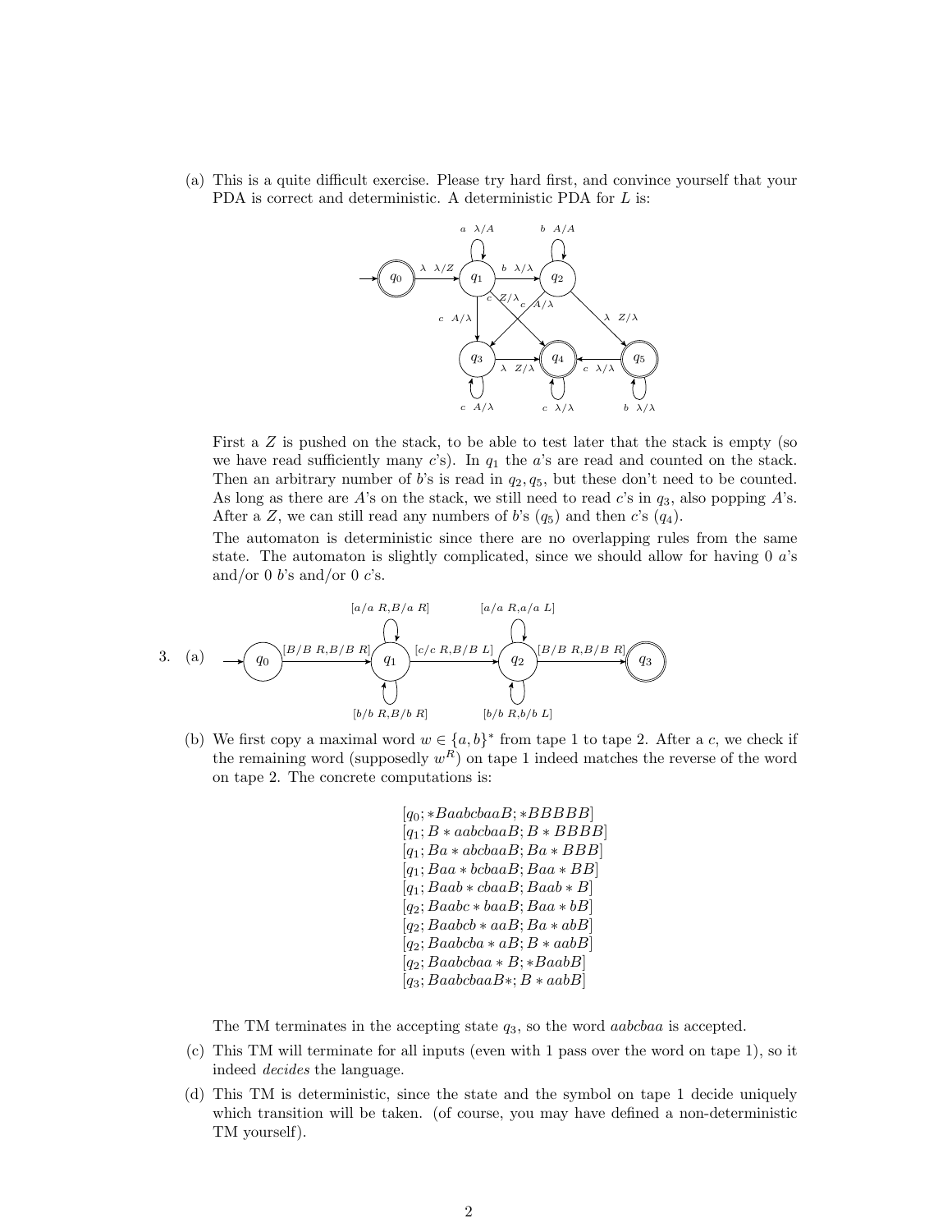(a) This is a quite difficult exercise. Please try hard first, and convince yourself that your PDA is correct and deterministic. A deterministic PDA for $L$ is:

First a $Z$ is pushed on the stack, to be able to test later that the stack is empty (so we have read sufficiently many $c$'s). In $q_1$ the $a$'s are read and counted on the stack. Then an arbitrary number of $b$'s is read in $q_2, q_5$, but these don't need to be counted. As long as there are $A$'s on the stack, we still need to read $c$'s in $q_3$, also popping $A$'s. After a $Z$, we can still read any numbers of $b$'s ($q_5$) and then $c$'s ($q_4$).

The automaton is deterministic since there are no overlapping rules from the same state. The automaton is slightly complicated, since we should allow for having 0 $a$'s and/or 0 $b$'s and/or 0 $c$'s.

3. (a)

(b) We first copy a maximal word $w \in \{a, b\}^*$ from tape 1 to tape 2. After a $c$, we check if the remaining word (supposedly $w^R$) on tape 1 indeed matches the reverse of the word on tape 2. The concrete computations is:

$$
\begin{array}{l}
[q_0; *BaabcbaaB; *BBBBB] \\
[q_1; B*aabcbaaB; B*BBBB] \\
[q_1; Ba*abcbaaB; Ba*BBB] \\
[q_1; Baa*bcbaaB; Baa*BB] \\
[q_1; Baab*cbaaB; Baab*B] \\
[q_2; Baabc*baaB; Baa*bB] \\
[q_2; Baabcb*aaB; Ba*abB] \\
[q_2; Baabcba*aB; B*aabB] \\
[q_2; Baabcbaa*B; *BaabB] \\
[q_3; BaabcbaaB*; B*aabB]
\end{array}
$$

The TM terminates in the accepting state $q_3$, so the word *aabcbaa* is accepted.

(c) This TM will terminate for all inputs (even with 1 pass over the word on tape 1), so it indeed *decides* the language.

(d) This TM is deterministic, since the state and the symbol on tape 1 decide uniquely which transition will be taken. (of course, you may have defined a non-deterministic TM yourself).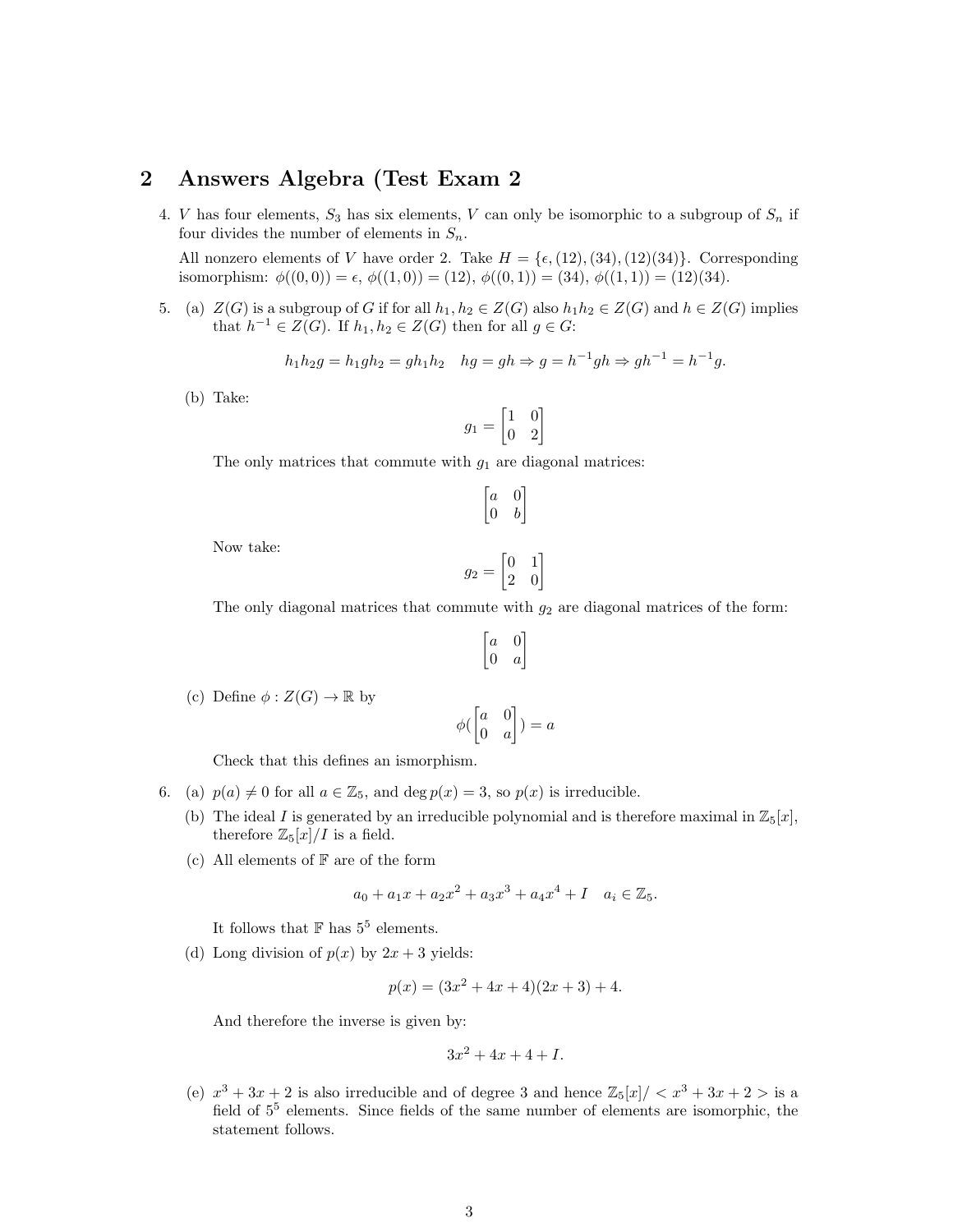## 2 Answers Algebra (Test Exam 2

4. $V$ has four elements, $S_3$ has six elements, $V$ can only be isomorphic to a subgroup of $S_n$ if four divides the number of elements in $S_n$.

   All nonzero elements of $V$ have order 2. Take $H = \{\epsilon, (12), (34), (12)(34)\}$. Corresponding isomorphism: $\phi((0,0)) = \epsilon$, $\phi((1,0)) = (12)$, $\phi((0,1)) = (34)$, $\phi((1,1)) = (12)(34)$.

5. (a) $Z(G)$ is a subgroup of $G$ if for all $h_1, h_2 \in Z(G)$ also $h_1 h_2 \in Z(G)$ and $h \in Z(G)$ implies that $h^{-1} \in Z(G)$. If $h_1, h_2 \in Z(G)$ then for all $g \in G$:

   $$h_1 h_2 g = h_1 g h_2 = g h_1 h_2 \quad hg = gh \Rightarrow g = h^{-1} g h \Rightarrow g h^{-1} = h^{-1} g.$$

   (b) Take:

   $$g_1 = \begin{bmatrix} 1 & 0 \\ 0 & 2 \end{bmatrix}$$

   The only matrices that commute with $g_1$ are diagonal matrices:

   $$\begin{bmatrix} a & 0 \\ 0 & b \end{bmatrix}$$

   Now take:

   $$g_2 = \begin{bmatrix} 0 & 1 \\ 2 & 0 \end{bmatrix}$$

   The only diagonal matrices that commute with $g_2$ are diagonal matrices of the form:

   $$\begin{bmatrix} a & 0 \\ 0 & a \end{bmatrix}$$

   (c) Define $\phi : Z(G) \to \mathbb{R}$ by

   $$\phi(\begin{bmatrix} a & 0 \\ 0 & a \end{bmatrix}) = a$$

   Check that this defines an ismorphism.

6. (a) $p(a) \neq 0$ for all $a \in \mathbb{Z}_5$, and $\deg p(x) = 3$, so $p(x)$ is irreducible.

   (b) The ideal $I$ is generated by an irreducible polynomial and is therefore maximal in $\mathbb{Z}_5[x]$, therefore $\mathbb{Z}_5[x]/I$ is a field.

   (c) All elements of $\mathbb{F}$ are of the form

   $$a_0 + a_1 x + a_2 x^2 + a_3 x^3 + a_4 x^4 + I \quad a_i \in \mathbb{Z}_5.$$

   It follows that $\mathbb{F}$ has $5^5$ elements.

   (d) Long division of $p(x)$ by $2x + 3$ yields:

   $$p(x) = (3x^2 + 4x + 4)(2x + 3) + 4.$$

   And therefore the inverse is given by:

   $$3x^2 + 4x + 4 + I.$$

   (e) $x^3 + 3x + 2$ is also irreducible and of degree 3 and hence $\mathbb{Z}_5[x]/ < x^3 + 3x + 2 >$ is a field of $5^5$ elements. Since fields of the same number of elements are isomorphic, the statement follows.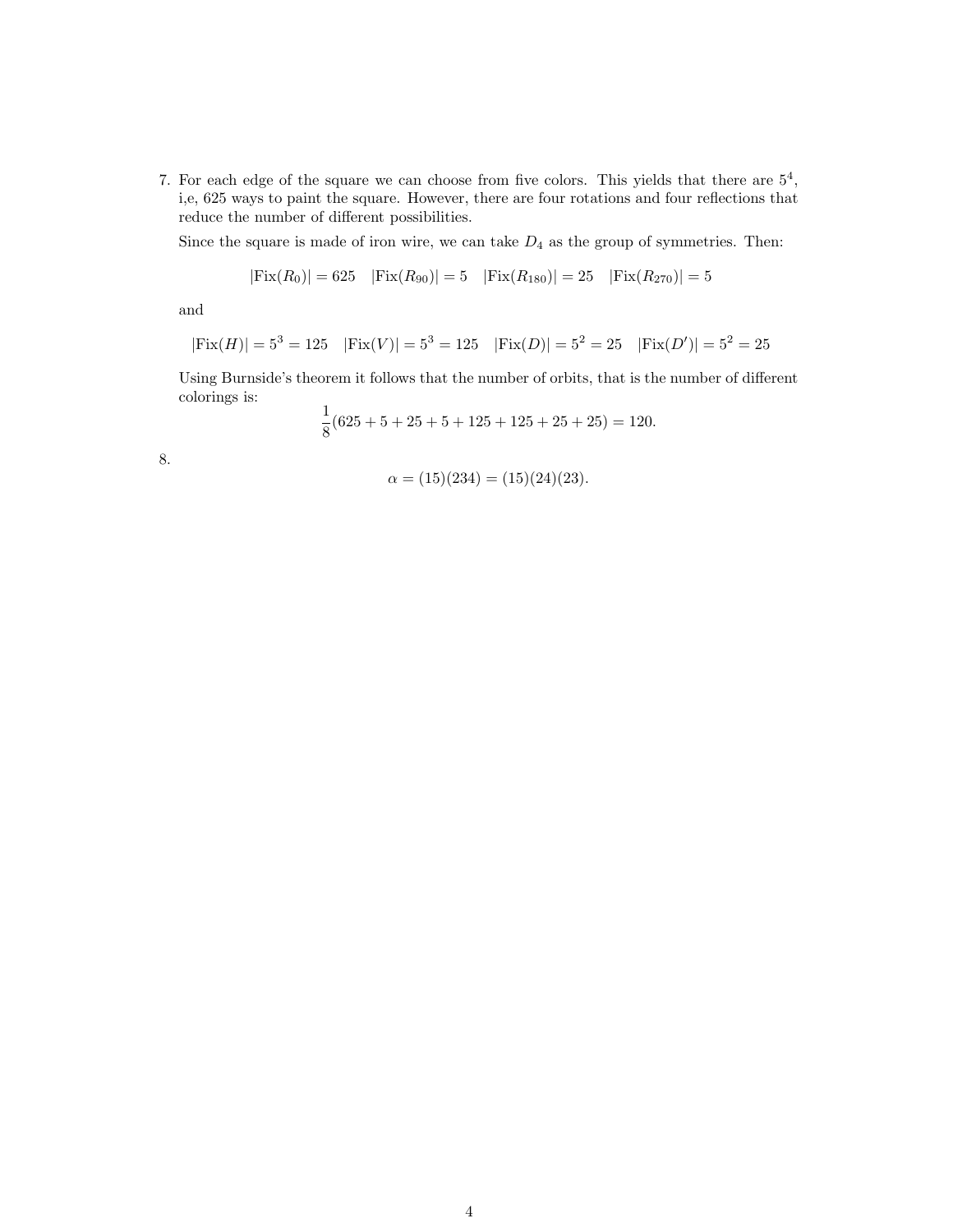7. For each edge of the square we can choose from five colors. This yields that there are $5^4$, i,e, 625 ways to paint the square. However, there are four rotations and four reflections that reduce the number of different possibilities.

   Since the square is made of iron wire, we can take $D_4$ as the group of symmetries. Then:

   $$|\text{Fix}(R_0)| = 625 \quad |\text{Fix}(R_{90})| = 5 \quad |\text{Fix}(R_{180})| = 25 \quad |\text{Fix}(R_{270})| = 5$$

   and

   $$|\text{Fix}(H)| = 5^3 = 125 \quad |\text{Fix}(V)| = 5^3 = 125 \quad |\text{Fix}(D)| = 5^2 = 25 \quad |\text{Fix}(D')| = 5^2 = 25$$

   Using Burnside's theorem it follows that the number of orbits, that is the number of different colorings is:

   $$\frac{1}{8}(625 + 5 + 25 + 5 + 125 + 125 + 25 + 25) = 120.$$

8. $$\alpha = (15)(234) = (15)(24)(23).$$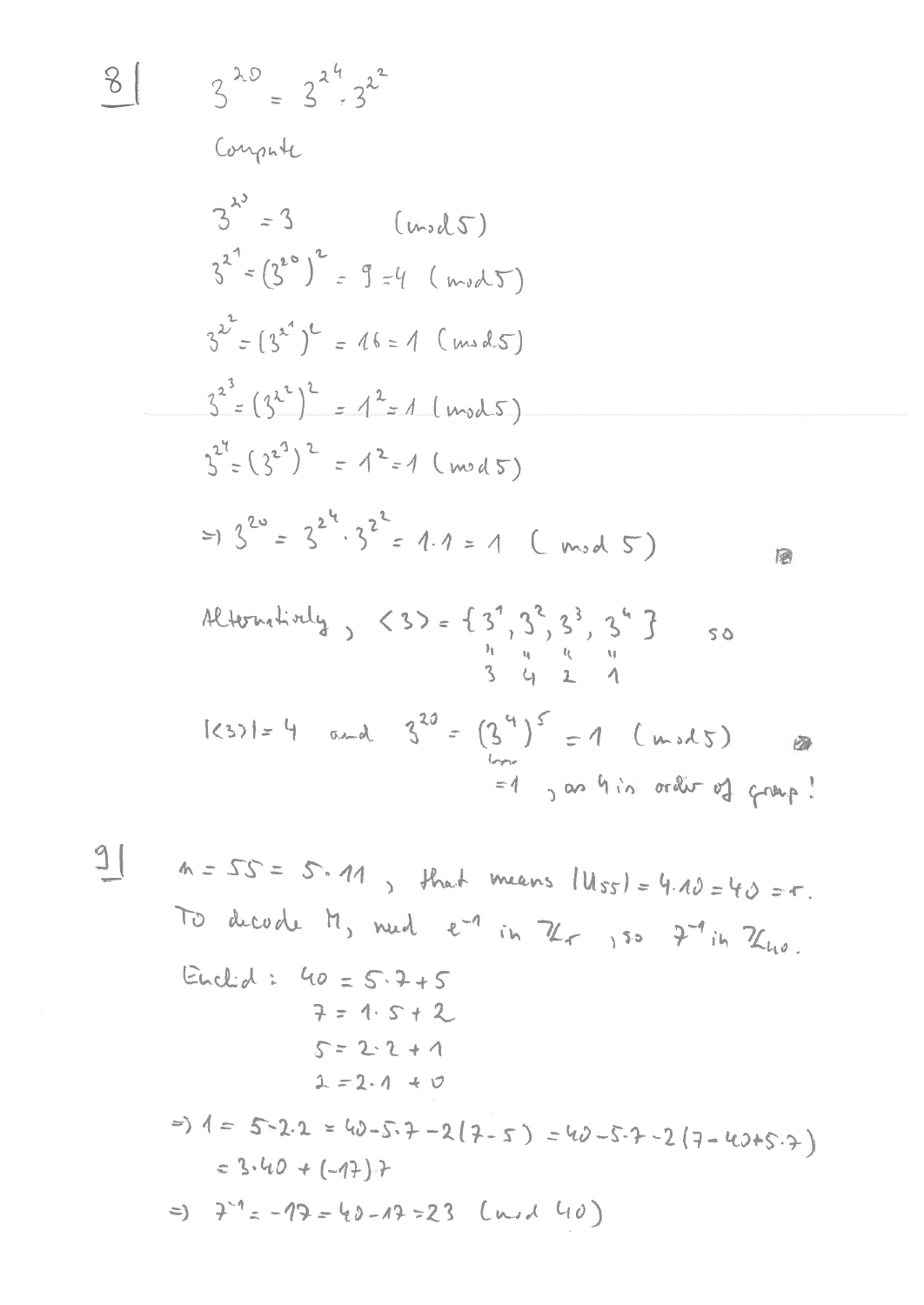**8|** $3^{20} = 3^{2^4} \cdot 3^{2^2}$

Compute

$$3^{2^0} = 3 \pmod{5}$$

$$3^{2^1} = (3^{2^0})^2 = 9 = 4 \pmod{5}$$

$$3^{2^2} = (3^{2^1})^2 = 16 = 1 \pmod{5}$$

$$3^{2^3} = (3^{2^2})^2 = 1^2 = 1 \pmod{5}$$

$$3^{2^4} = (3^{2^3})^2 = 1^2 = 1 \pmod{5}$$

$$\Rightarrow 3^{20} = 3^{2^4} \cdot 3^{2^2} = 1 \cdot 1 = 1 \pmod{5}$$

Alternatively, $\langle 3 \rangle = \{3^1, 3^2, 3^3, 3^4\}$ so

$$3^1 = 3, \quad 3^2 = 4, \quad 3^3 = 2, \quad 3^4 = 1$$

$|\langle 3 \rangle| = 4$ and $3^{20} = (3^4)^5 = 1 \pmod{5}$

$3^4 = 1$, as 4 in order of group!

**9|** $n = 55 = 5 \cdot 11$, that means $|U_{55}| = 4 \cdot 10 = 40 = r$.

To decode M, need $e^{-1}$ in $\mathbb{Z}_r$, so $7^{-1}$ in $\mathbb{Z}_{40}$.

Euclid:
$$40 = 5 \cdot 7 + 5$$
$$7 = 1 \cdot 5 + 2$$
$$5 = 2 \cdot 2 + 1$$
$$2 = 2 \cdot 1 + 0$$

$$\Rightarrow 1 = 5 - 2 \cdot 2 = 40 - 5 \cdot 7 - 2(7 - 5) = 40 - 5 \cdot 7 - 2(7 - 40 + 5 \cdot 7)$$
$$= 3 \cdot 40 + (-17)7$$

$$\Rightarrow 7^{-1} = -17 = 40 - 17 = 23 \pmod{40}$$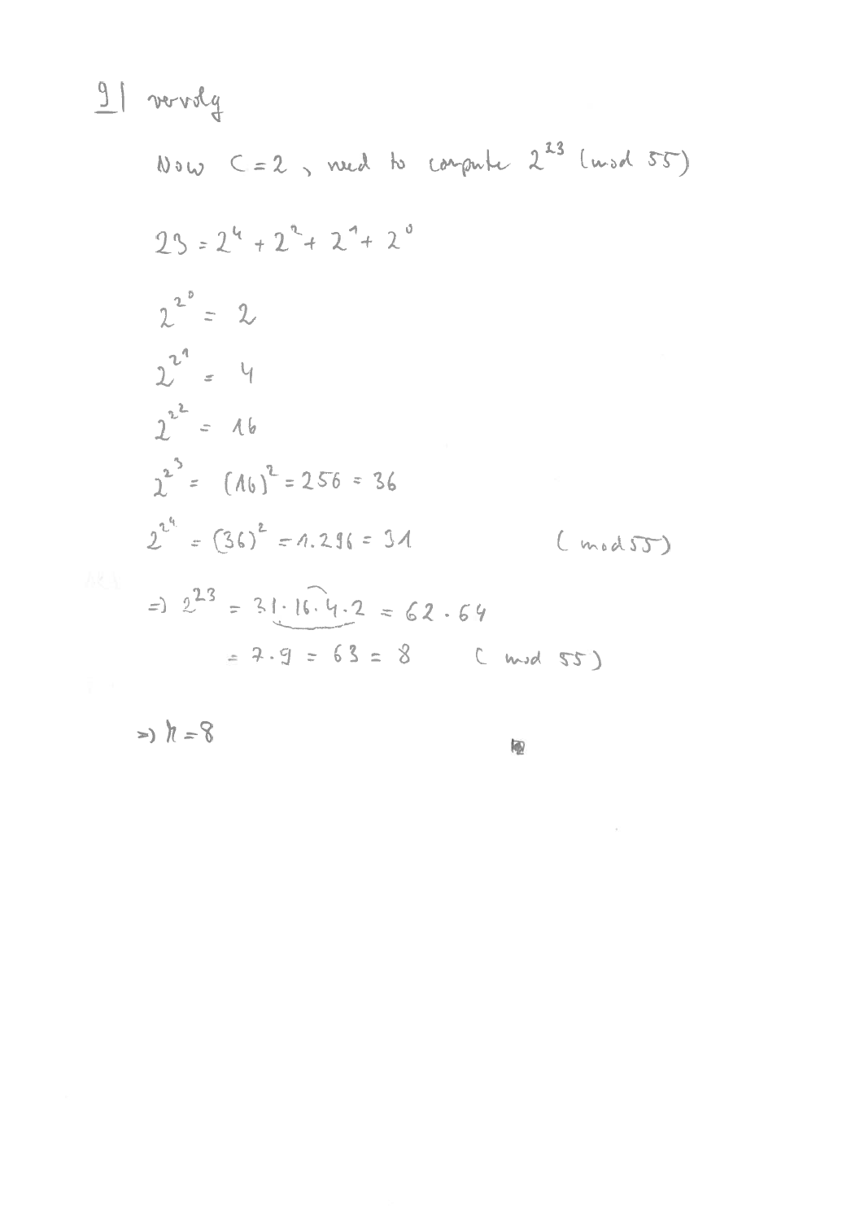**9) vervolg**

Now $C = 2$, need to compute $2^{23} \pmod{55}$

$$23 = 2^4 + 2^2 + 2^1 + 2^0$$

$$2^{2^0} = 2$$

$$2^{2^1} = 4$$

$$2^{2^2} = 16$$

$$2^{2^3} = (16)^2 = 256 = 36$$

$$2^{2^4} = (36)^2 = 1.296 = 31 \qquad \pmod{55}$$

$$\Rightarrow 2^{23} = 31 \cdot 16 \cdot 4 \cdot 2 = 62 \cdot 64$$

$$= 7 \cdot 9 = 63 = 8 \qquad \pmod{55}$$

$\Rightarrow h = 8$